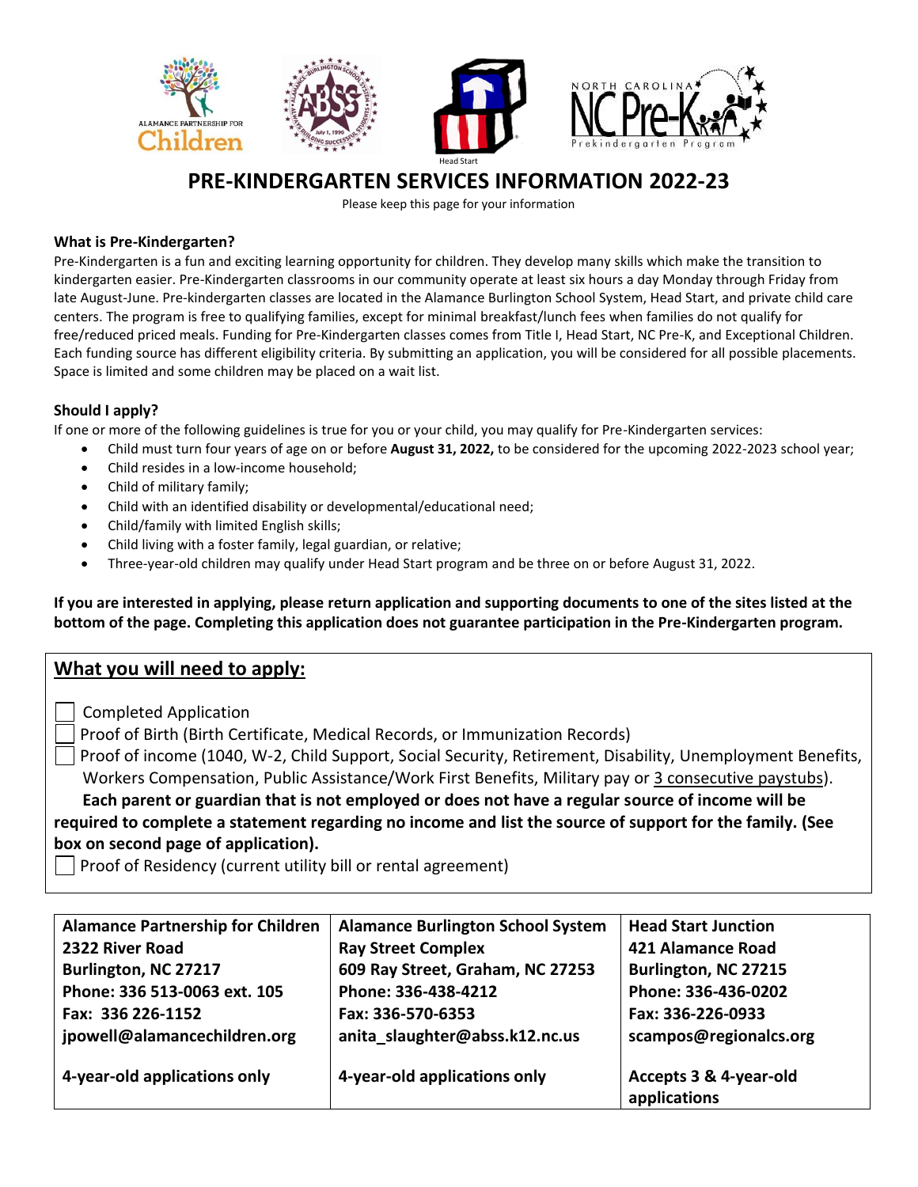# PRE-KINDERGARTEN SERVICES INFORMATION 2022-23

Please keep this page for your information

### What is Pre-Kindergarten?

Pre-Kindergarten is a fun and exciting learning opportunity for children. They develop many skills which make the transition to kindergarten easier. Pre-Kindergarten classrooms in our community operate at least six hours a day Monday through Friday from late August-June. Pre-kindergarten classes are located in the Alamance Burlington School System, Head Start, and private child care centers. The program is free to qualifying families, except for minimal breakfast/lunch fees when families do not qualify for free/reduced priced meals. Funding for Pre-Kindergarten classes comes from Title I, Head Start, NC Pre-K, and Exceptional Children. Each funding source has different eligibility criteria. By submitting an application, you will be considered for all possible placements. Space is limited and some children may be placed on a wait list.

### Should I apply?

If one or more of the following guidelines is true for you or your child, you may qualify for Pre-Kindergarten services:

- Child must turn four years of age on or before **August 31, 2022,** to be considered for the upcoming 2022-2023 school year;
- Child resides in a low-income household;
- Child of military family;
- Child with an identified disability or developmental/educational need;
- Child/family with limited English skills;
- Child living with a foster family, legal guardian, or relative;
- Three-year-old children may qualify under Head Start program and be three on or before August 31, 2022.

**If you are interested in applying, please return application and supporting documents to one of the sites listed at the bottom of the page. Completing this application does not guarantee participation in the Pre-Kindergarten program.**

## What you will need to apply:

- ☐ Completed Application
- ☐ Proof of Birth (Birth Certificate, Medical Records, or Immunization Records)
- ☐ Proof of income (1040, W-2, Child Support, Social Security, Retirement, Disability, Unemployment Benefits, Workers Compensation, Public Assistance/Work First Benefits, Military pay or 3 consecutive paystubs).

**Each parent or guardian that is not employed or does not have a regular source of income will be required to complete a statement regarding no income and list the source of support for the family. (See box on second page of application).**

- ☐ Proof of Residency (current utility bill or rental agreement)

| Alamance Partnership for Children | Alamance Burlington School System | Head Start Junction |
|---|---|---|
| 2322 River Road | Ray Street Complex | 421 Alamance Road |
| Burlington, NC 27217 | 609 Ray Street, Graham, NC 27253 | Burlington, NC 27215 |
| Phone: 336 513-0063 ext. 105 | Phone: 336-438-4212 | Phone: 336-436-0202 |
| Fax: 336 226-1152 | Fax: 336-570-6353 | Fax: 336-226-0933 |
| jpowell@alamancechildren.org | anita_slaughter@abss.k12.nc.us | scampos@regionalcs.org |
| 4-year-old applications only | 4-year-old applications only | Accepts 3 & 4-year-old applications |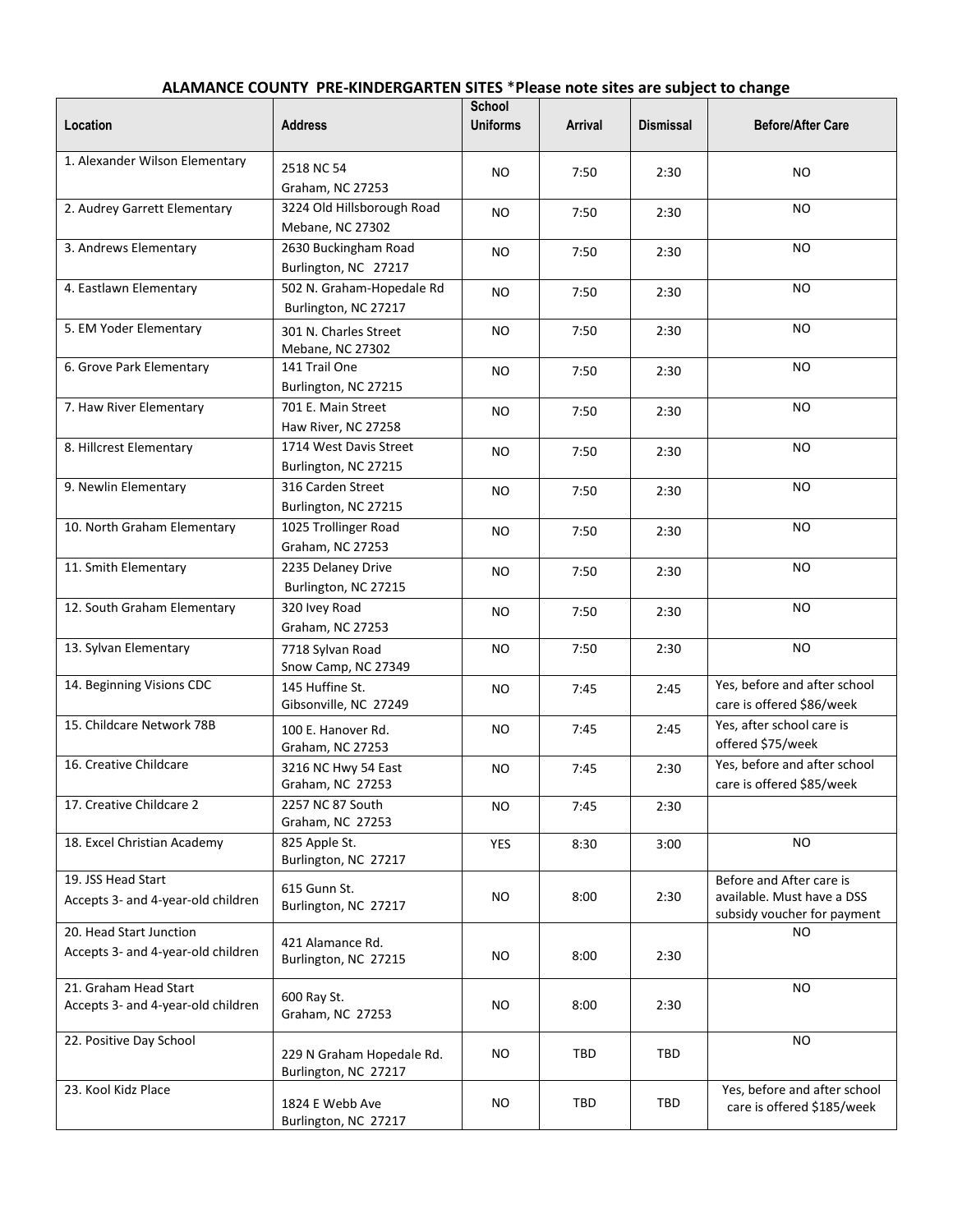## ALAMANCE COUNTY PRE-KINDERGARTEN SITES *Please note sites are subject to change

| Location | Address | School Uniforms | Arrival | Dismissal | Before/After Care |
|---|---|---|---|---|---|
| 1. Alexander Wilson Elementary | 2518 NC 54<br>Graham, NC 27253 | NO | 7:50 | 2:30 | NO |
| 2. Audrey Garrett Elementary | 3224 Old Hillsborough Road<br>Mebane, NC 27302 | NO | 7:50 | 2:30 | NO |
| 3. Andrews Elementary | 2630 Buckingham Road<br>Burlington, NC 27217 | NO | 7:50 | 2:30 | NO |
| 4. Eastlawn Elementary | 502 N. Graham-Hopedale Rd<br>Burlington, NC 27217 | NO | 7:50 | 2:30 | NO |
| 5. EM Yoder Elementary | 301 N. Charles Street<br>Mebane, NC 27302 | NO | 7:50 | 2:30 | NO |
| 6. Grove Park Elementary | 141 Trail One<br>Burlington, NC 27215 | NO | 7:50 | 2:30 | NO |
| 7. Haw River Elementary | 701 E. Main Street<br>Haw River, NC 27258 | NO | 7:50 | 2:30 | NO |
| 8. Hillcrest Elementary | 1714 West Davis Street<br>Burlington, NC 27215 | NO | 7:50 | 2:30 | NO |
| 9. Newlin Elementary | 316 Carden Street<br>Burlington, NC 27215 | NO | 7:50 | 2:30 | NO |
| 10. North Graham Elementary | 1025 Trollinger Road<br>Graham, NC 27253 | NO | 7:50 | 2:30 | NO |
| 11. Smith Elementary | 2235 Delaney Drive<br>Burlington, NC 27215 | NO | 7:50 | 2:30 | NO |
| 12. South Graham Elementary | 320 Ivey Road<br>Graham, NC 27253 | NO | 7:50 | 2:30 | NO |
| 13. Sylvan Elementary | 7718 Sylvan Road<br>Snow Camp, NC 27349 | NO | 7:50 | 2:30 | NO |
| 14. Beginning Visions CDC | 145 Huffine St.<br>Gibsonville, NC 27249 | NO | 7:45 | 2:45 | Yes, before and after school care is offered $86/week |
| 15. Childcare Network 78B | 100 E. Hanover Rd.<br>Graham, NC 27253 | NO | 7:45 | 2:45 | Yes, after school care is offered $75/week |
| 16. Creative Childcare | 3216 NC Hwy 54 East<br>Graham, NC 27253 | NO | 7:45 | 2:30 | Yes, before and after school care is offered $85/week |
| 17. Creative Childcare 2 | 2257 NC 87 South<br>Graham, NC 27253 | NO | 7:45 | 2:30 | |
| 18. Excel Christian Academy | 825 Apple St.<br>Burlington, NC 27217 | YES | 8:30 | 3:00 | NO |
| 19. JSS Head Start<br>Accepts 3- and 4-year-old children | 615 Gunn St.<br>Burlington, NC 27217 | NO | 8:00 | 2:30 | Before and After care is available. Must have a DSS subsidy voucher for payment |
| 20. Head Start Junction<br>Accepts 3- and 4-year-old children | 421 Alamance Rd.<br>Burlington, NC 27215 | NO | 8:00 | 2:30 | NO |
| 21. Graham Head Start<br>Accepts 3- and 4-year-old children | 600 Ray St.<br>Graham, NC 27253 | NO | 8:00 | 2:30 | NO |
| 22. Positive Day School | 229 N Graham Hopedale Rd.<br>Burlington, NC 27217 | NO | TBD | TBD | NO |
| 23. Kool Kidz Place | 1824 E Webb Ave<br>Burlington, NC 27217 | NO | TBD | TBD | Yes, before and after school care is offered $185/week |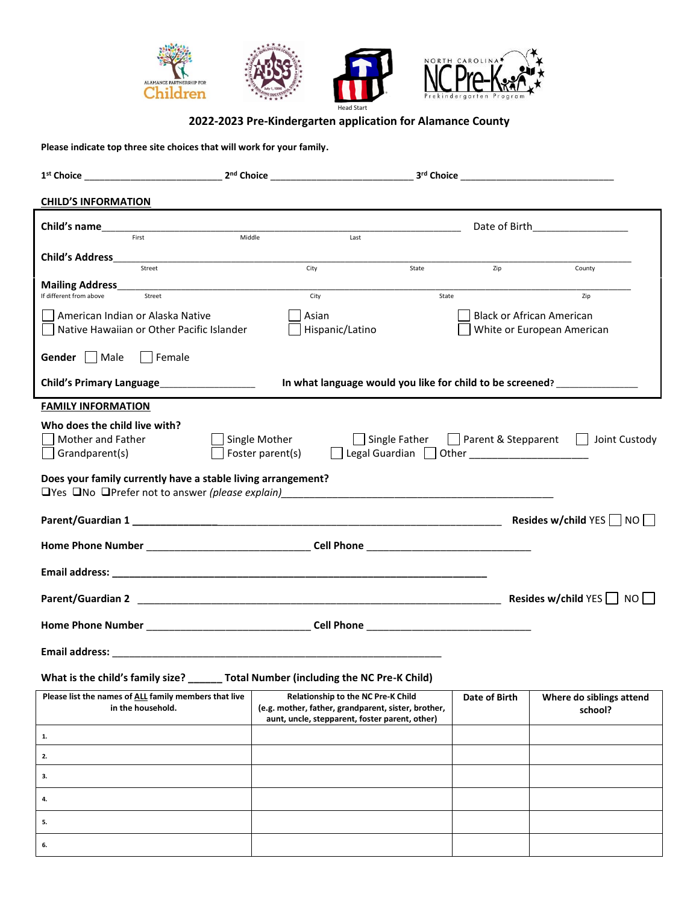ALAMANCE PARTNERSHIP FOR Children

Head Start

NORTH CAROLINA NC Pre-K Prekindergarten Program

## 2022-2023 Pre-Kindergarten application for Alamance County

**Please indicate top three site choices that will work for your family.**

**1st Choice** ___________________________ **2nd Choice** ___________________________ **3rd Choice** ______________________________

### CHILD'S INFORMATION

**Child's name**__________________________________________________________________ Date of Birth_________________

First Middle Last

**Child's Address**_______________________________________________________________________________________

Street City State Zip County

**Mailing Address**_______________________________________________________________________________________

If different from above Street City State Zip

☐ American Indian or Alaska Native ☐ Asian ☐ Black or African American

☐ Native Hawaiian or Other Pacific Islander ☐ Hispanic/Latino ☐ White or European American

**Gender** ☐ Male ☐ Female

**Child's Primary Language**_________________ **In what language would you like for child to be screened?** _______________

### FAMILY INFORMATION

**Who does the child live with?**

☐ Mother and Father ☐ Single Mother ☐ Single Father ☐ Parent & Stepparent ☐ Joint Custody

☐ Grandparent(s) ☐ Foster parent(s) ☐ Legal Guardian ☐ Other _____________________

**Does your family currently have a stable living arrangement?**

☐Yes ☐No ☐Prefer not to answer *(please explain)*_______________________________________________

**Parent/Guardian 1** _________________________________________________________________ **Resides w/child** YES ☐ NO ☐

**Home Phone Number** ____________________________ **Cell Phone** ______________________________

**Email address:** _________________________________________________________________

**Parent/Guardian 2** _________________________________________________________________ **Resides w/child** YES ☐ NO ☐

**Home Phone Number** ____________________________ **Cell Phone** ______________________________

**Email address:** _________________________________________________________________

**What is the child's family size? ______ Total Number (including the NC Pre-K Child)**

| Please list the names of ALL family members that live in the household. | Relationship to the NC Pre-K Child (e.g. mother, father, grandparent, sister, brother, aunt, uncle, stepparent, foster parent, other) | Date of Birth | Where do siblings attend school? |
|---|---|---|---|
| 1. | | | |
| 2. | | | |
| 3. | | | |
| 4. | | | |
| 5. | | | |
| 6. | | | |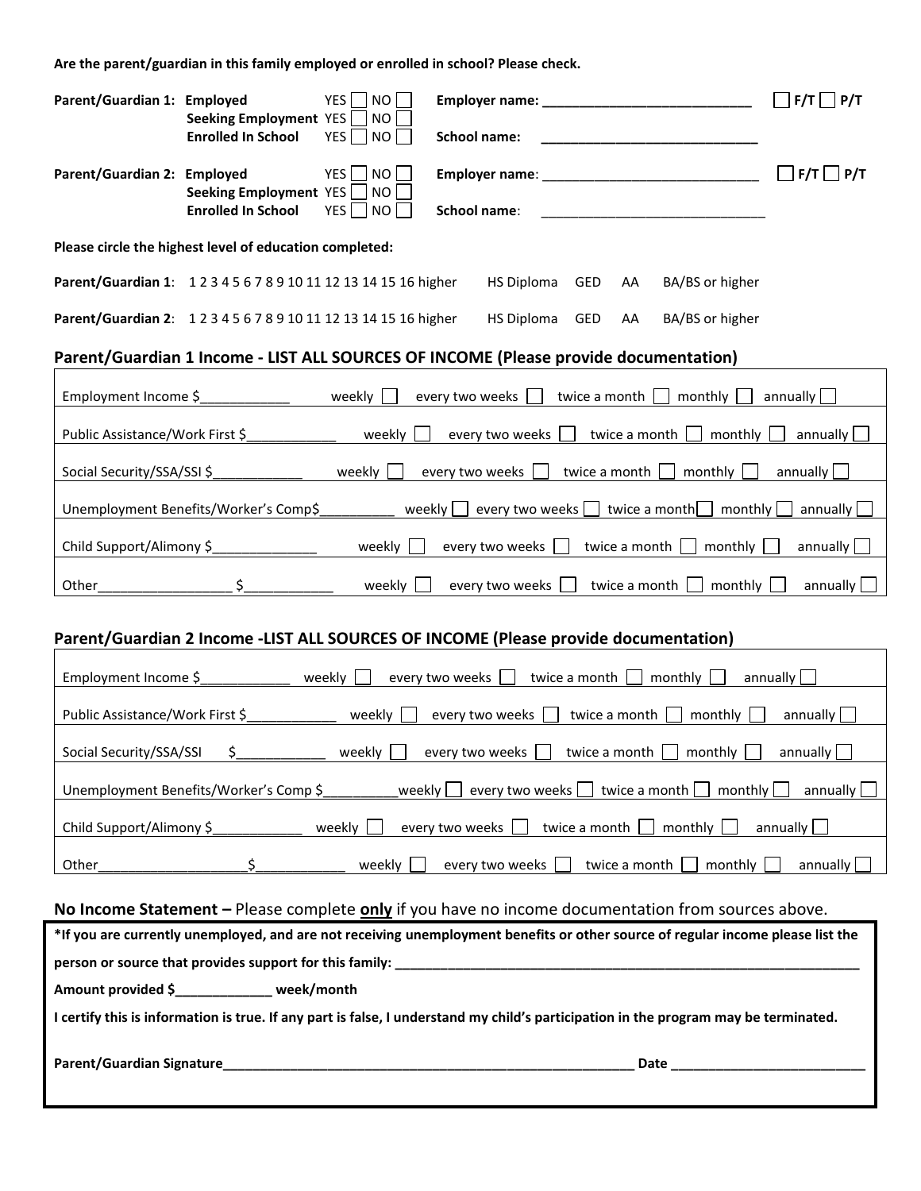**Are the parent/guardian in this family employed or enrolled in school? Please check.**

**Parent/Guardian 1:**
- **Employed** YES ☐ NO ☐ — **Employer name: ___________________________** ☐ **F/T** ☐ **P/T**
- **Seeking Employment** YES ☐ NO ☐
- **Enrolled In School** YES ☐ NO ☐ — **School name: ___________________________**

**Parent/Guardian 2:**
- **Employed** YES ☐ NO ☐ — **Employer name**: ___________________________ ☐ **F/T** ☐ **P/T**
- **Seeking Employment** YES ☐ NO ☐
- **Enrolled In School** YES ☐ NO ☐ — **School name**: ___________________________

**Please circle the highest level of education completed:**

**Parent/Guardian 1**: 1 2 3 4 5 6 7 8 9 10 11 12 13 14 15 16 higher HS Diploma GED AA BA/BS or higher

**Parent/Guardian 2**: 1 2 3 4 5 6 7 8 9 10 11 12 13 14 15 16 higher HS Diploma GED AA BA/BS or higher

## Parent/Guardian 1 Income - LIST ALL SOURCES OF INCOME (Please provide documentation)

| |
|---|
| Employment Income $____________ weekly ☐ every two weeks ☐ twice a month ☐ monthly ☐ annually ☐ |
| Public Assistance/Work First $____________ weekly ☐ every two weeks ☐ twice a month ☐ monthly ☐ annually ☐ |
| Social Security/SSA/SSI $____________ weekly ☐ every two weeks ☐ twice a month ☐ monthly ☐ annually ☐ |
| Unemployment Benefits/Worker's Comp$__________ weekly ☐ every two weeks ☐ twice a month ☐ monthly ☐ annually ☐ |
| Child Support/Alimony $______________ weekly ☐ every two weeks ☐ twice a month ☐ monthly ☐ annually ☐ |
| Other__________________ $____________ weekly ☐ every two weeks ☐ twice a month ☐ monthly ☐ annually ☐ |

## Parent/Guardian 2 Income -LIST ALL SOURCES OF INCOME (Please provide documentation)

| |
|---|
| Employment Income $____________ weekly ☐ every two weeks ☐ twice a month ☐ monthly ☐ annually ☐ |
| Public Assistance/Work First $____________ weekly ☐ every two weeks ☐ twice a month ☐ monthly ☐ annually ☐ |
| Social Security/SSA/SSI $____________ weekly ☐ every two weeks ☐ twice a month ☐ monthly ☐ annually ☐ |
| Unemployment Benefits/Worker's Comp $__________weekly ☐ every two weeks ☐ twice a month ☐ monthly ☐ annually ☐ |
| Child Support/Alimony $____________ weekly ☐ every two weeks ☐ twice a month ☐ monthly ☐ annually ☐ |
| Other____________________$____________ weekly ☐ every two weeks ☐ twice a month ☐ monthly ☐ annually ☐ |

**No Income Statement –** Please complete **only** if you have no income documentation from sources above.

**\*If you are currently unemployed, and are not receiving unemployment benefits or other source of regular income please list the person or source that provides support for this family: ______________________________________________**

**Amount provided $_____________ week/month**

**I certify this is information is true. If any part is false, I understand my child's participation in the program may be terminated.**

**Parent/Guardian Signature__________________________________________ Date __________________________**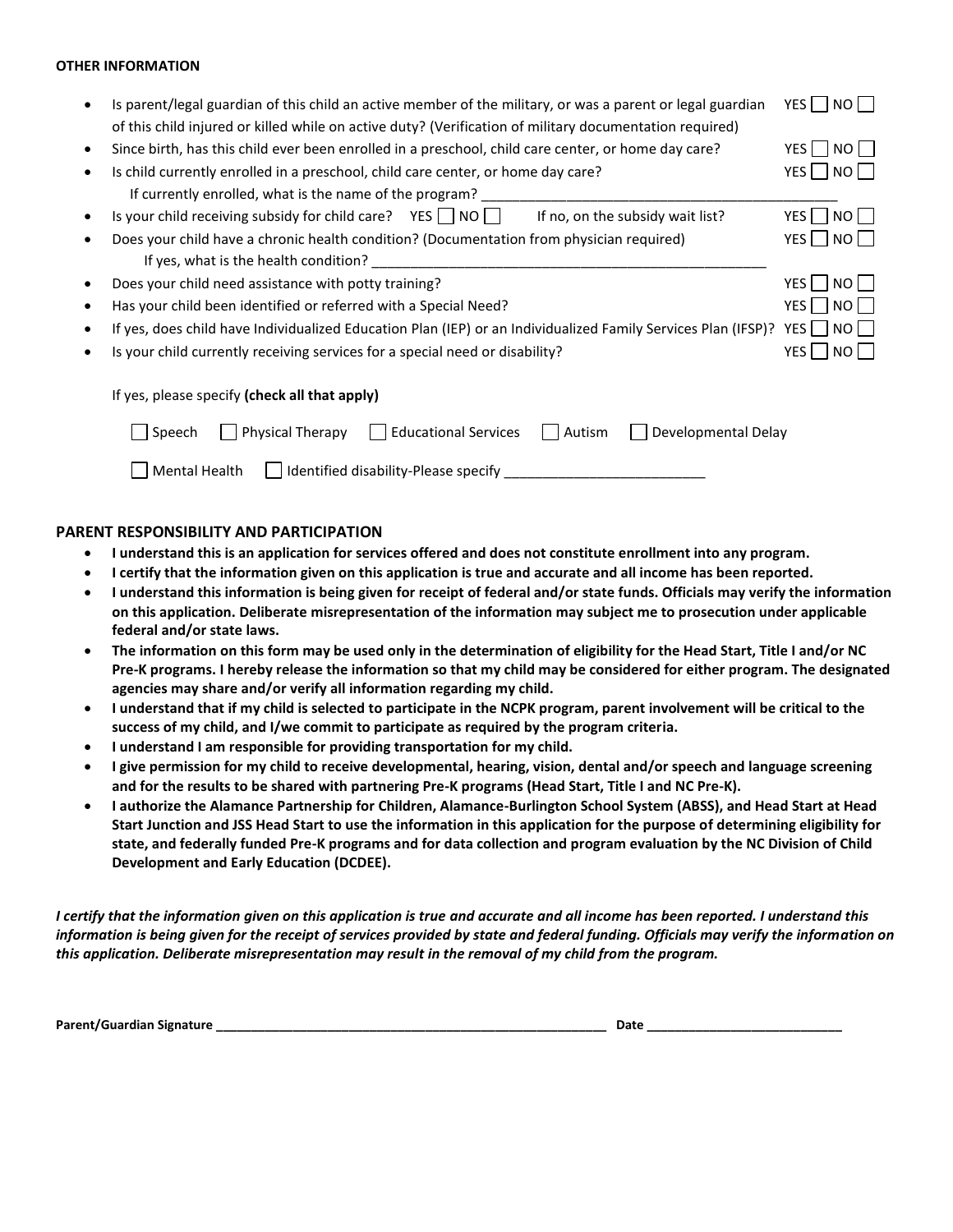**OTHER INFORMATION**

- Is parent/legal guardian of this child an active member of the military, or was a parent or legal guardian of this child injured or killed while on active duty? (Verification of military documentation required) YES ☐ NO ☐
- Since birth, has this child ever been enrolled in a preschool, child care center, or home day care? YES ☐ NO ☐
- Is child currently enrolled in a preschool, child care center, or home day care? YES ☐ NO ☐
  If currently enrolled, what is the name of the program? _______________________________________________
- Is your child receiving subsidy for child care? YES ☐ NO ☐ If no, on the subsidy wait list? YES ☐ NO ☐
- Does your child have a chronic health condition? (Documentation from physician required) YES ☐ NO ☐
  If yes, what is the health condition? _____________________________________________________
- Does your child need assistance with potty training? YES ☐ NO ☐
- Has your child been identified or referred with a Special Need? YES ☐ NO ☐
- If yes, does child have Individualized Education Plan (IEP) or an Individualized Family Services Plan (IFSP)? YES ☐ NO ☐
- Is your child currently receiving services for a special need or disability? YES ☐ NO ☐

  If yes, please specify **(check all that apply)**

  ☐ Speech ☐ Physical Therapy ☐ Educational Services ☐ Autism ☐ Developmental Delay

  ☐ Mental Health ☐ Identified disability-Please specify __________________________

## PARENT RESPONSIBILITY AND PARTICIPATION

- **I understand this is an application for services offered and does not constitute enrollment into any program.**
- **I certify that the information given on this application is true and accurate and all income has been reported.**
- **I understand this information is being given for receipt of federal and/or state funds. Officials may verify the information on this application. Deliberate misrepresentation of the information may subject me to prosecution under applicable federal and/or state laws.**
- **The information on this form may be used only in the determination of eligibility for the Head Start, Title I and/or NC Pre-K programs. I hereby release the information so that my child may be considered for either program. The designated agencies may share and/or verify all information regarding my child.**
- **I understand that if my child is selected to participate in the NCPK program, parent involvement will be critical to the success of my child, and I/we commit to participate as required by the program criteria.**
- **I understand I am responsible for providing transportation for my child.**
- **I give permission for my child to receive developmental, hearing, vision, dental and/or speech and language screening and for the results to be shared with partnering Pre-K programs (Head Start, Title I and NC Pre-K).**
- **I authorize the Alamance Partnership for Children, Alamance-Burlington School System (ABSS), and Head Start at Head Start Junction and JSS Head Start to use the information in this application for the purpose of determining eligibility for state, and federally funded Pre-K programs and for data collection and program evaluation by the NC Division of Child Development and Early Education (DCDEE).**

***I certify that the information given on this application is true and accurate and all income has been reported. I understand this information is being given for the receipt of services provided by state and federal funding. Officials may verify the information on this application. Deliberate misrepresentation may result in the removal of my child from the program.***

**Parent/Guardian Signature** _________________________________________________________ **Date** ___________________________